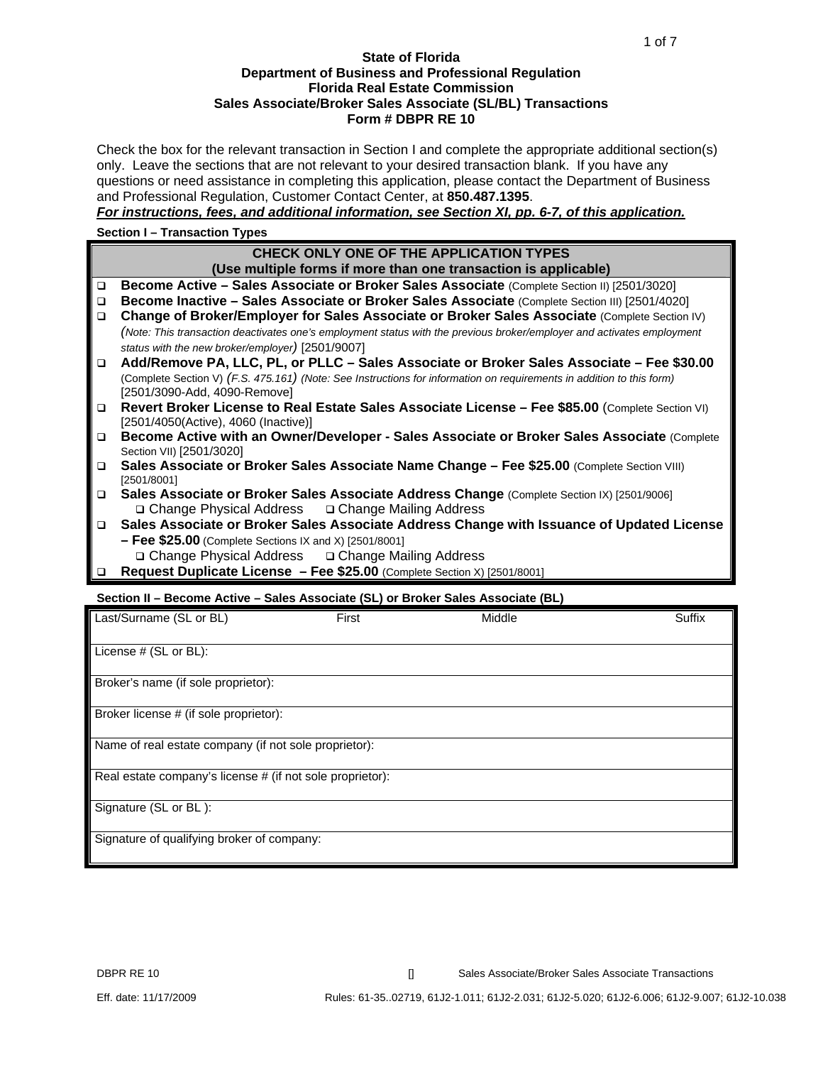**State of Florida**
**Department of Business and Professional Regulation**
**Florida Real Estate Commission**
**Sales Associate/Broker Sales Associate (SL/BL) Transactions**
**Form # DBPR RE 10**

Check the box for the relevant transaction in Section I and complete the appropriate additional section(s) only. Leave the sections that are not relevant to your desired transaction blank. If you have any questions or need assistance in completing this application, please contact the Department of Business and Professional Regulation, Customer Contact Center, at **850.487.1395**.

***For instructions, fees, and additional information, see Section XI, pp. 6-7, of this application.***

**Section I – Transaction Types**

**CHECK ONLY ONE OF THE APPLICATION TYPES**
**(Use multiple forms if more than one transaction is applicable)**

- ❑ **Become Active – Sales Associate or Broker Sales Associate** (Complete Section II) [2501/3020]
- ❑ **Become Inactive – Sales Associate or Broker Sales Associate** (Complete Section III) [2501/4020]
- ❑ **Change of Broker/Employer for Sales Associate or Broker Sales Associate** (Complete Section IV) *(Note: This transaction deactivates one's employment status with the previous broker/employer and activates employment status with the new broker/employer)* [2501/9007]
- ❑ **Add/Remove PA, LLC, PL, or PLLC – Sales Associate or Broker Sales Associate – Fee $30.00** (Complete Section V) *(F.S. 475.161) (Note: See Instructions for information on requirements in addition to this form)* [2501/3090-Add, 4090-Remove]
- ❑ **Revert Broker License to Real Estate Sales Associate License – Fee $85.00** (Complete Section VI) [2501/4050(Active), 4060 (Inactive)]
- ❑ **Become Active with an Owner/Developer - Sales Associate or Broker Sales Associate** (Complete Section VII) [2501/3020]
- ❑ **Sales Associate or Broker Sales Associate Name Change – Fee $25.00** (Complete Section VIII) [2501/8001]
- ❑ **Sales Associate or Broker Sales Associate Address Change** (Complete Section IX) [2501/9006]
  - ❑ Change Physical Address ❑ Change Mailing Address
- ❑ **Sales Associate or Broker Sales Associate Address Change with Issuance of Updated License – Fee $25.00** (Complete Sections IX and X) [2501/8001]
  - ❑ Change Physical Address ❑ Change Mailing Address
- ❑ **Request Duplicate License – Fee $25.00** (Complete Section X) [2501/8001]

**Section II – Become Active – Sales Associate (SL) or Broker Sales Associate (BL)**

| Last/Surname (SL or BL) | First | Middle | Suffix |
|---|---|---|---|
| License # (SL or BL): | | | |
| Broker's name (if sole proprietor): | | | |
| Broker license # (if sole proprietor): | | | |
| Name of real estate company (if not sole proprietor): | | | |
| Real estate company's license # (if not sole proprietor): | | | |
| Signature (SL or BL ): | | | |
| Signature of qualifying broker of company: | | | |

DBPR RE 10 Sales Associate/Broker Sales Associate Transactions

Eff. date: 11/17/2009 Rules: 61-35..02719, 61J2-1.011; 61J2-2.031; 61J2-5.020; 61J2-6.006; 61J2-9.007; 61J2-10.038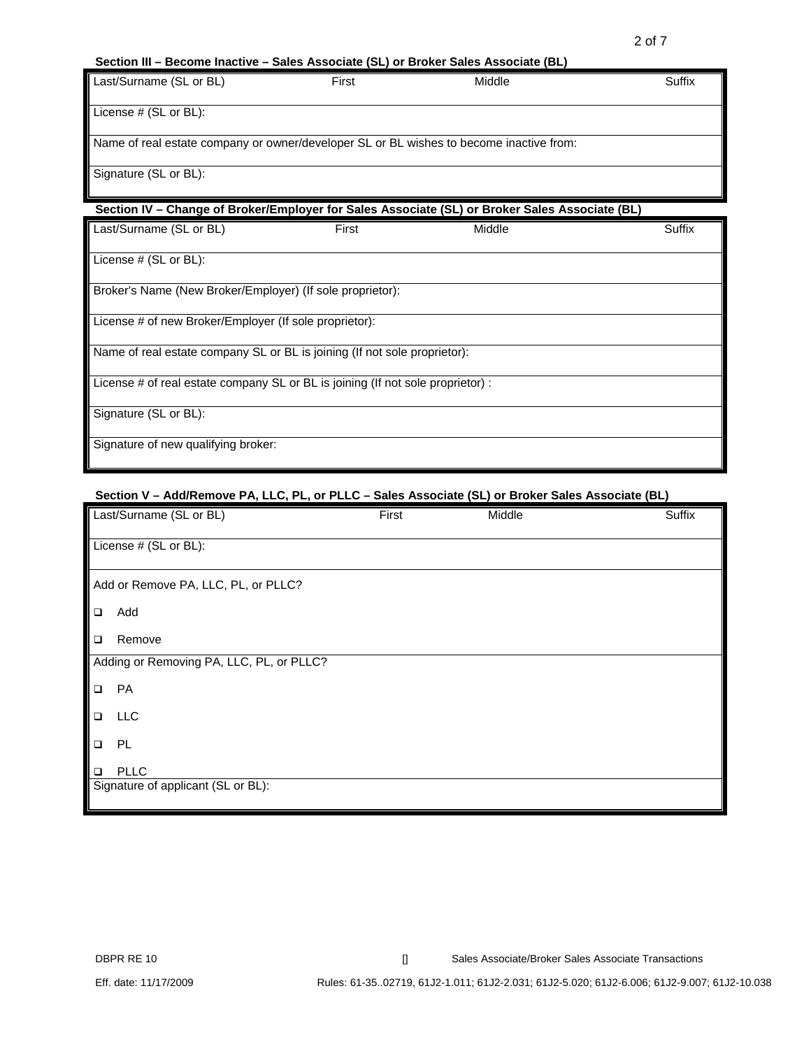### Section III – Become Inactive – Sales Associate (SL) or Broker Sales Associate (BL)

| Last/Surname (SL or BL) | First | Middle | Suffix |
|---|---|---|---|
| License # (SL or BL): | | | |
| Name of real estate company or owner/developer SL or BL wishes to become inactive from: | | | |
| Signature (SL or BL): | | | |

### Section IV – Change of Broker/Employer for Sales Associate (SL) or Broker Sales Associate (BL)

| Last/Surname (SL or BL) | First | Middle | Suffix |
|---|---|---|---|
| License # (SL or BL): | | | |
| Broker's Name (New Broker/Employer) (If sole proprietor): | | | |
| License # of new Broker/Employer (If sole proprietor): | | | |
| Name of real estate company SL or BL is joining (If not sole proprietor): | | | |
| License # of real estate company SL or BL is joining (If not sole proprietor) : | | | |
| Signature (SL or BL): | | | |
| Signature of new qualifying broker: | | | |

### Section V – Add/Remove PA, LLC, PL, or PLLC – Sales Associate (SL) or Broker Sales Associate (BL)

| Last/Surname (SL or BL) | First | Middle | Suffix |
|---|---|---|---|
| License # (SL or BL): | | | |

Add or Remove PA, LLC, PL, or PLLC?

- ❑ Add
- ❑ Remove

Adding or Removing PA, LLC, PL, or PLLC?

- ❑ PA
- ❑ LLC
- ❑ PL
- ❑ PLLC

Signature of applicant (SL or BL):

DBPR RE 10 Sales Associate/Broker Sales Associate Transactions

Eff. date: 11/17/2009 Rules: 61-35..02719, 61J2-1.011; 61J2-2.031; 61J2-5.020; 61J2-6.006; 61J2-9.007; 61J2-10.038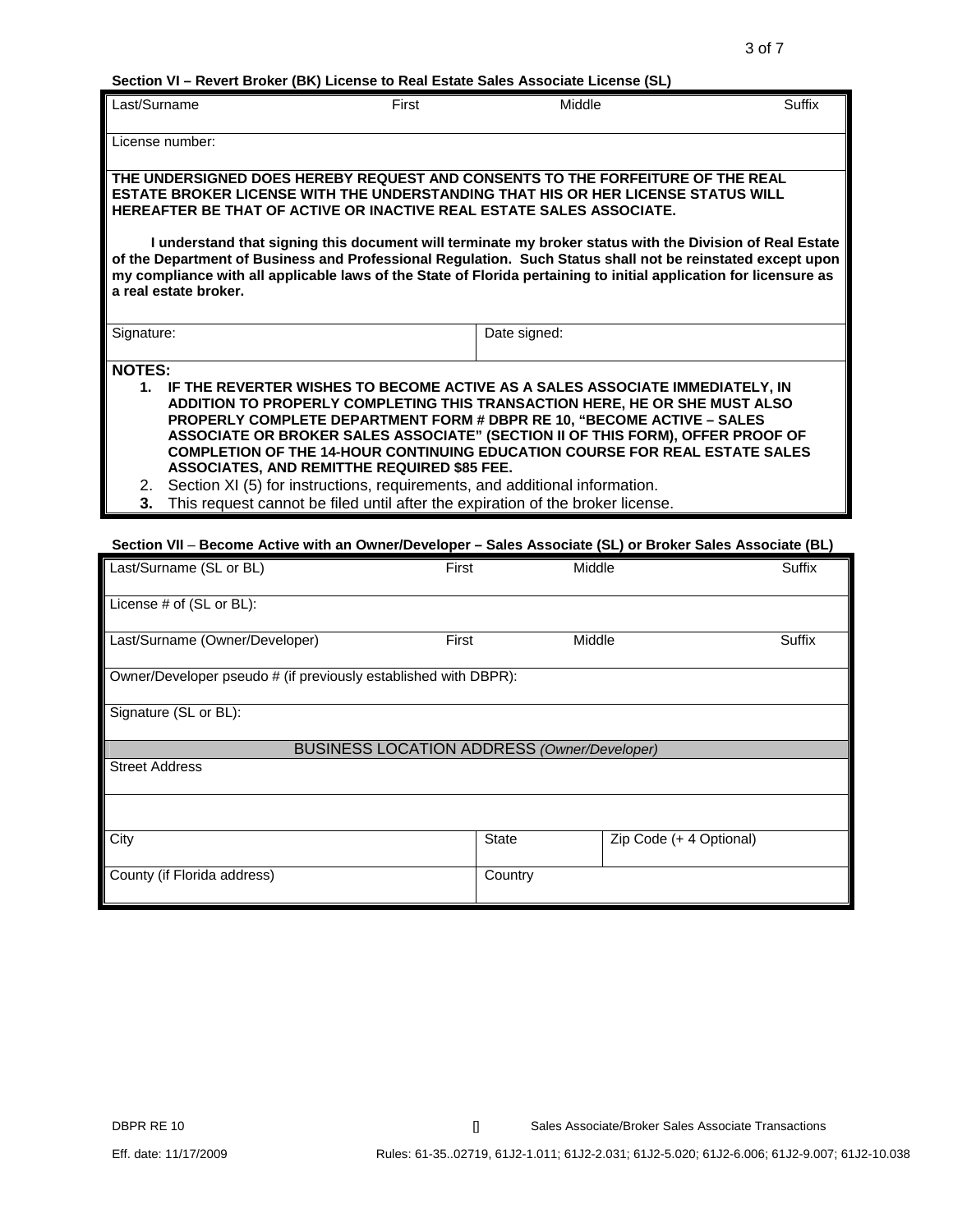### Section VI – Revert Broker (BK) License to Real Estate Sales Associate License (SL)

| Last/Surname | First | Middle | Suffix |
|---|---|---|---|
| | | | |

License number:

**THE UNDERSIGNED DOES HEREBY REQUEST AND CONSENTS TO THE FORFEITURE OF THE REAL ESTATE BROKER LICENSE WITH THE UNDERSTANDING THAT HIS OR HER LICENSE STATUS WILL HEREAFTER BE THAT OF ACTIVE OR INACTIVE REAL ESTATE SALES ASSOCIATE.**

**I understand that signing this document will terminate my broker status with the Division of Real Estate of the Department of Business and Professional Regulation. Such Status shall not be reinstated except upon my compliance with all applicable laws of the State of Florida pertaining to initial application for licensure as a real estate broker.**

| Signature: | Date signed: |
|---|---|
| | |

**NOTES:**

1. **IF THE REVERTER WISHES TO BECOME ACTIVE AS A SALES ASSOCIATE IMMEDIATELY, IN ADDITION TO PROPERLY COMPLETING THIS TRANSACTION HERE, HE OR SHE MUST ALSO PROPERLY COMPLETE DEPARTMENT FORM # DBPR RE 10, "BECOME ACTIVE – SALES ASSOCIATE OR BROKER SALES ASSOCIATE" (SECTION II OF THIS FORM), OFFER PROOF OF COMPLETION OF THE 14-HOUR CONTINUING EDUCATION COURSE FOR REAL ESTATE SALES ASSOCIATES, AND REMITTHE REQUIRED $85 FEE.**
2. Section XI (5) for instructions, requirements, and additional information.
3. **This request cannot be filed until after the expiration of the broker license.**

### Section VII – Become Active with an Owner/Developer – Sales Associate (SL) or Broker Sales Associate (BL)

| Last/Surname (SL or BL) | First | Middle | Suffix |
|---|---|---|---|
| | | | |

License # of (SL or BL):

| Last/Surname (Owner/Developer) | First | Middle | Suffix |
|---|---|---|---|
| | | | |

Owner/Developer pseudo # (if previously established with DBPR):

Signature (SL or BL):

**BUSINESS LOCATION ADDRESS** *(Owner/Developer)*

Street Address

| City | State | Zip Code (+ 4 Optional) |
|---|---|---|
| | | |

| County (if Florida address) | Country |
|---|---|
| | |

DBPR RE 10 — Sales Associate/Broker Sales Associate Transactions

Eff. date: 11/17/2009 — Rules: 61-35..02719, 61J2-1.011; 61J2-2.031; 61J2-5.020; 61J2-6.006; 61J2-9.007; 61J2-10.038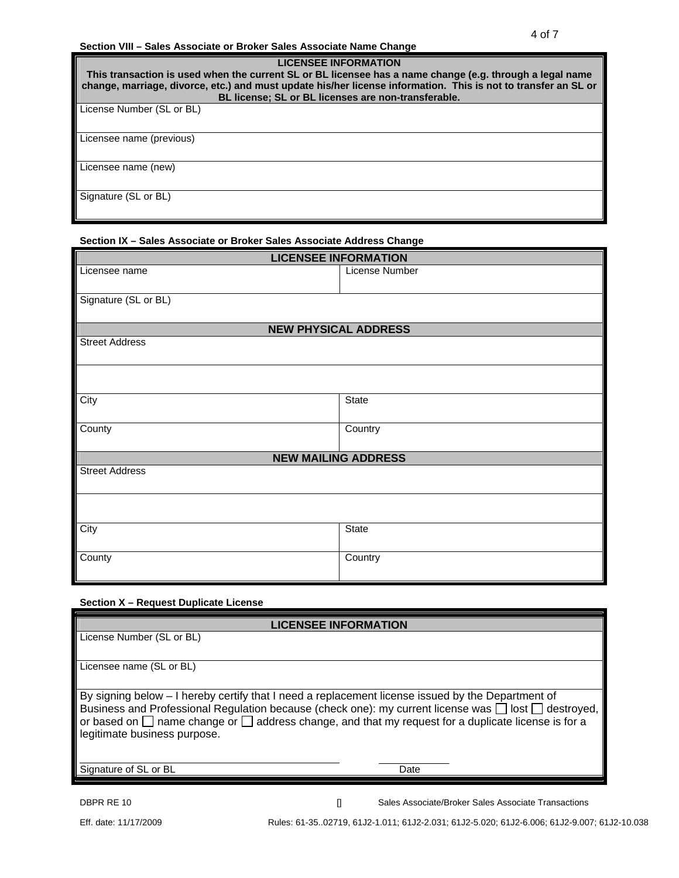### Section VIII – Sales Associate or Broker Sales Associate Name Change

| **LICENSEE INFORMATION** |
|---|
| **This transaction is used when the current SL or BL licensee has a name change (e.g. through a legal name change, marriage, divorce, etc.) and must update his/her license information. This is not to transfer an SL or BL license; SL or BL licenses are non-transferable.** |
| License Number (SL or BL) |
| Licensee name (previous) |
| Licensee name (new) |
| Signature (SL or BL) |

### Section IX – Sales Associate or Broker Sales Associate Address Change

| **LICENSEE INFORMATION** | |
|---|---|
| Licensee name | License Number |
| Signature (SL or BL) | |
| **NEW PHYSICAL ADDRESS** | |
| Street Address | |
| | |
| City | State |
| County | Country |
| **NEW MAILING ADDRESS** | |
| Street Address | |
| | |
| City | State |
| County | Country |

### Section X – Request Duplicate License

| **LICENSEE INFORMATION** |
|---|
| License Number (SL or BL) |
| Licensee name (SL or BL) |
| By signing below – I hereby certify that I need a replacement license issued by the Department of Business and Professional Regulation because (check one): my current license was ☐ lost ☐ destroyed, or based on ☐ name change or ☐ address change, and that my request for a duplicate license is for a legitimate business purpose. |
| Signature of SL or BL ______________________ Date __________ |

DBPR RE 10 [] Sales Associate/Broker Sales Associate Transactions

Eff. date: 11/17/2009 Rules: 61-35..02719, 61J2-1.011; 61J2-2.031; 61J2-5.020; 61J2-6.006; 61J2-9.007; 61J2-10.038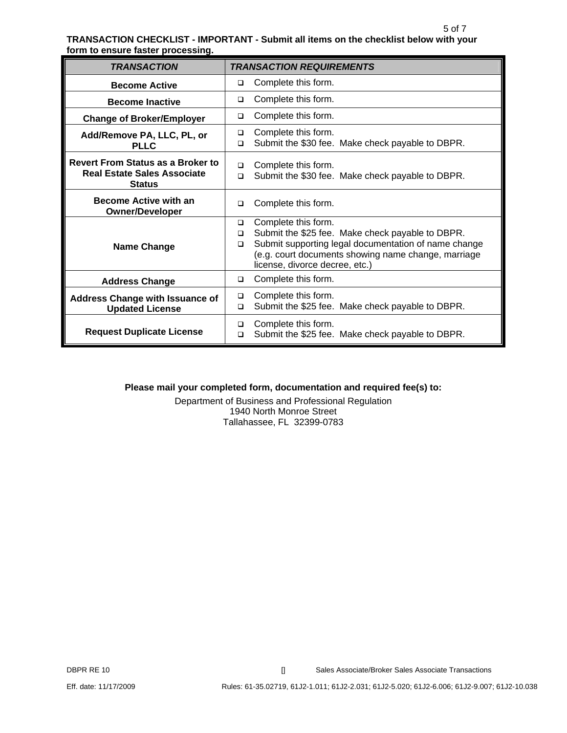**TRANSACTION CHECKLIST - IMPORTANT - Submit all items on the checklist below with your form to ensure faster processing.**

| ***TRANSACTION*** | ***TRANSACTION REQUIREMENTS*** |
|---|---|
| **Become Active** | ❑ Complete this form. |
| **Become Inactive** | ❑ Complete this form. |
| **Change of Broker/Employer** | ❑ Complete this form. |
| **Add/Remove PA, LLC, PL, or PLLC** | ❑ Complete this form.<br>❑ Submit the $30 fee. Make check payable to DBPR. |
| **Revert From Status as a Broker to Real Estate Sales Associate Status** | ❑ Complete this form.<br>❑ Submit the $30 fee. Make check payable to DBPR. |
| **Become Active with an Owner/Developer** | ❑ Complete this form. |
| **Name Change** | ❑ Complete this form.<br>❑ Submit the $25 fee. Make check payable to DBPR.<br>❑ Submit supporting legal documentation of name change (e.g. court documents showing name change, marriage license, divorce decree, etc.) |
| **Address Change** | ❑ Complete this form. |
| **Address Change with Issuance of Updated License** | ❑ Complete this form.<br>❑ Submit the $25 fee. Make check payable to DBPR. |
| **Request Duplicate License** | ❑ Complete this form.<br>❑ Submit the $25 fee. Make check payable to DBPR. |

**Please mail your completed form, documentation and required fee(s) to:**

Department of Business and Professional Regulation
1940 North Monroe Street
Tallahassee, FL 32399-0783

DBPR RE 10 Sales Associate/Broker Sales Associate Transactions

Eff. date: 11/17/2009 Rules: 61-35.02719, 61J2-1.011; 61J2-2.031; 61J2-5.020; 61J2-6.006; 61J2-9.007; 61J2-10.038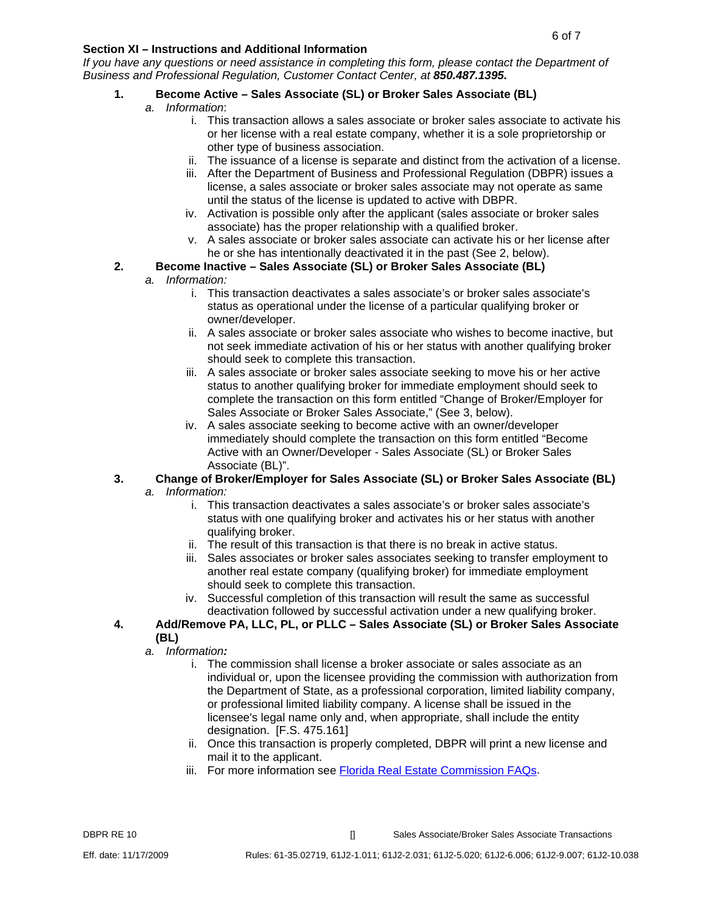## Section XI – Instructions and Additional Information

*If you have any questions or need assistance in completing this form, please contact the Department of Business and Professional Regulation, Customer Contact Center, at **850.487.1395.***

### 1. Become Active – Sales Associate (SL) or Broker Sales Associate (BL)

a. *Information*:

i. This transaction allows a sales associate or broker sales associate to activate his or her license with a real estate company, whether it is a sole proprietorship or other type of business association.

ii. The issuance of a license is separate and distinct from the activation of a license.

iii. After the Department of Business and Professional Regulation (DBPR) issues a license, a sales associate or broker sales associate may not operate as same until the status of the license is updated to active with DBPR.

iv. Activation is possible only after the applicant (sales associate or broker sales associate) has the proper relationship with a qualified broker.

v. A sales associate or broker sales associate can activate his or her license after he or she has intentionally deactivated it in the past (See 2, below).

### 2. Become Inactive – Sales Associate (SL) or Broker Sales Associate (BL)

a. *Information:*

i. This transaction deactivates a sales associate's or broker sales associate's status as operational under the license of a particular qualifying broker or owner/developer.

ii. A sales associate or broker sales associate who wishes to become inactive, but not seek immediate activation of his or her status with another qualifying broker should seek to complete this transaction.

iii. A sales associate or broker sales associate seeking to move his or her active status to another qualifying broker for immediate employment should seek to complete the transaction on this form entitled "Change of Broker/Employer for Sales Associate or Broker Sales Associate," (See 3, below).

iv. A sales associate seeking to become active with an owner/developer immediately should complete the transaction on this form entitled "Become Active with an Owner/Developer - Sales Associate (SL) or Broker Sales Associate (BL)".

### 3. Change of Broker/Employer for Sales Associate (SL) or Broker Sales Associate (BL)

a. *Information:*

i. This transaction deactivates a sales associate's or broker sales associate's status with one qualifying broker and activates his or her status with another qualifying broker.

ii. The result of this transaction is that there is no break in active status.

iii. Sales associates or broker sales associates seeking to transfer employment to another real estate company (qualifying broker) for immediate employment should seek to complete this transaction.

iv. Successful completion of this transaction will result the same as successful deactivation followed by successful activation under a new qualifying broker.

### 4. Add/Remove PA, LLC, PL, or PLLC – Sales Associate (SL) or Broker Sales Associate (BL)

a. *Information:*

i. The commission shall license a broker associate or sales associate as an individual or, upon the licensee providing the commission with authorization from the Department of State, as a professional corporation, limited liability company, or professional limited liability company. A license shall be issued in the licensee's legal name only and, when appropriate, shall include the entity designation. [F.S. 475.161]

ii. Once this transaction is properly completed, DBPR will print a new license and mail it to the applicant.

iii. For more information see Florida Real Estate Commission FAQs.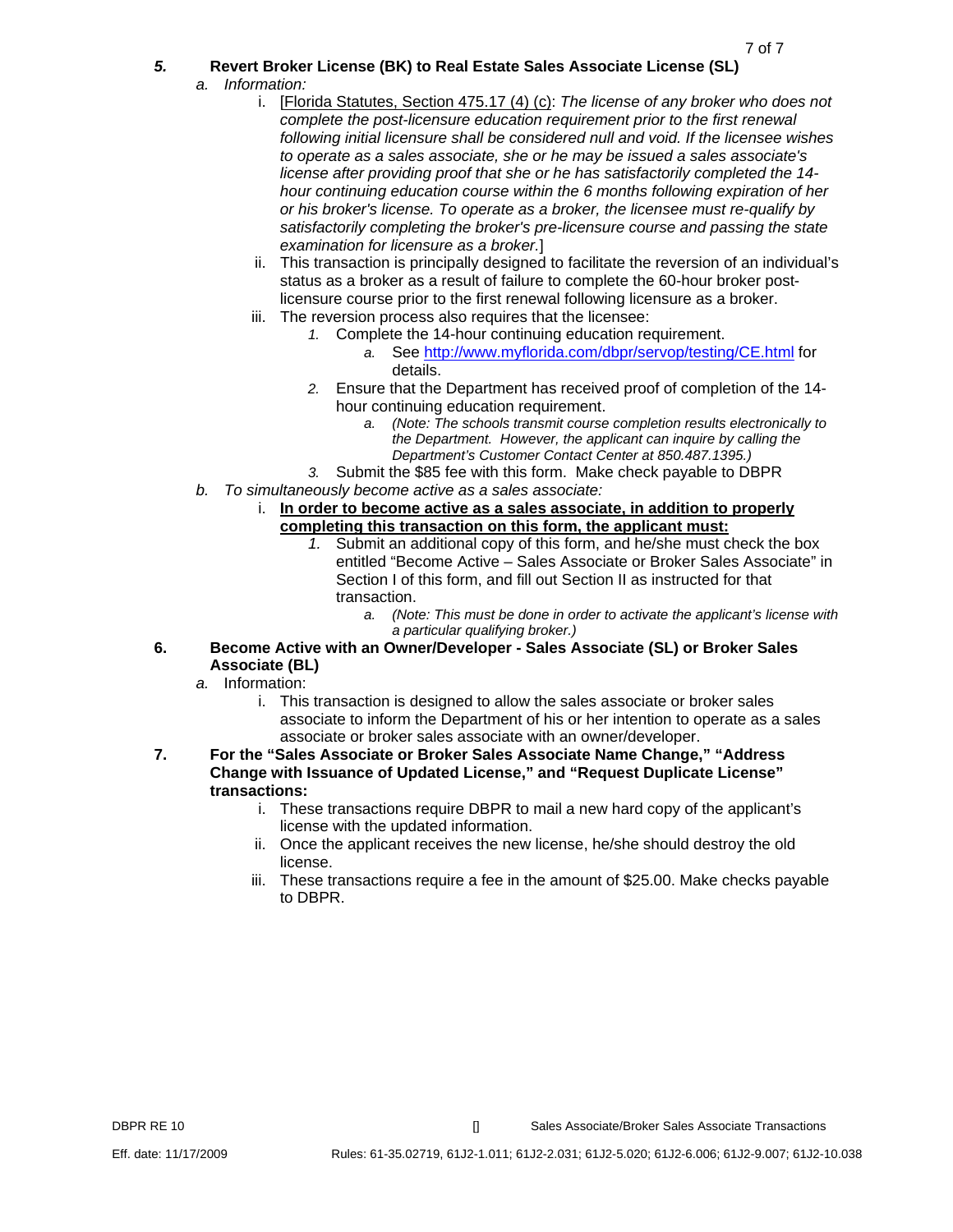### *5.* Revert Broker License (BK) to Real Estate Sales Associate License (SL)

*a. Information:*

i. [Florida Statutes, Section 475.17 (4) (c): *The license of any broker who does not complete the post-licensure education requirement prior to the first renewal following initial licensure shall be considered null and void. If the licensee wishes to operate as a sales associate, she or he may be issued a sales associate's license after providing proof that she or he has satisfactorily completed the 14-hour continuing education course within the 6 months following expiration of her or his broker's license. To operate as a broker, the licensee must re-qualify by satisfactorily completing the broker's pre-licensure course and passing the state examination for licensure as a broker.*]

ii. This transaction is principally designed to facilitate the reversion of an individual's status as a broker as a result of failure to complete the 60-hour broker post-licensure course prior to the first renewal following licensure as a broker.

iii. The reversion process also requires that the licensee:

1. Complete the 14-hour continuing education requirement.
   a. See http://www.myflorida.com/dbpr/servop/testing/CE.html for details.
2. Ensure that the Department has received proof of completion of the 14-hour continuing education requirement.
   a. *(Note: The schools transmit course completion results electronically to the Department. However, the applicant can inquire by calling the Department's Customer Contact Center at 850.487.1395.)*
3. Submit the $85 fee with this form. Make check payable to DBPR

*b. To simultaneously become active as a sales associate:*

i. **In order to become active as a sales associate, in addition to properly completing this transaction on this form, the applicant must:**

1. Submit an additional copy of this form, and he/she must check the box entitled "Become Active – Sales Associate or Broker Sales Associate" in Section I of this form, and fill out Section II as instructed for that transaction.
   a. *(Note: This must be done in order to activate the applicant's license with a particular qualifying broker.)*

### 6. Become Active with an Owner/Developer - Sales Associate (SL) or Broker Sales Associate (BL)

*a.* Information:

i. This transaction is designed to allow the sales associate or broker sales associate to inform the Department of his or her intention to operate as a sales associate or broker sales associate with an owner/developer.

### 7. For the "Sales Associate or Broker Sales Associate Name Change," "Address Change with Issuance of Updated License," and "Request Duplicate License" transactions:

i. These transactions require DBPR to mail a new hard copy of the applicant's license with the updated information.

ii. Once the applicant receives the new license, he/she should destroy the old license.

iii. These transactions require a fee in the amount of $25.00. Make checks payable to DBPR.